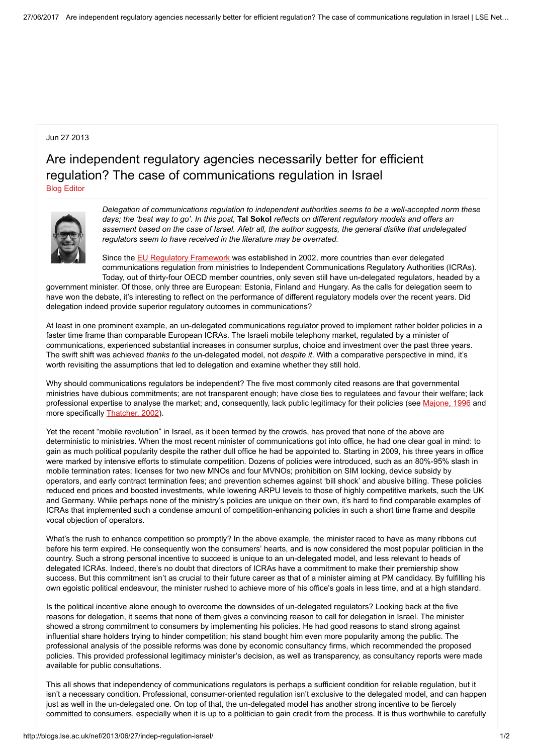Jun 27 2013

# Are independent regulatory agencies necessarily better for efficient regulation? The case of communications regulation in Israel

Blog Editor

*Delegation of communications regulation to independent authorities seems to be a well-accepted norm these days; the 'best way to go'. In this post,* **Tal Sokol** *reflects on different regulatory models and offers an assement based on the case of Israel. Afetr all, the author suggests, the general dislike that undelegated regulators seem to have received in the literature may be overrated.*

Since the EU Regulatory Framework was established in 2002, more countries than ever delegated communications regulation from ministries to Independent Communications Regulatory Authorities (ICRAs). Today, out of thirty-four OECD member countries, only seven still have un-delegated regulators, headed by a government minister. Of those, only three are European: Estonia, Finland and Hungary. As the calls for delegation seem to have won the debate, it's interesting to reflect on the performance of different regulatory models over the recent years. Did delegation indeed provide superior regulatory outcomes in communications?

At least in one prominent example, an un-delegated communications regulator proved to implement rather bolder policies in a faster time frame than comparable European ICRAs. The Israeli mobile telephony market, regulated by a minister of communications, experienced substantial increases in consumer surplus, choice and investment over the past three years. The swift shift was achieved *thanks to* the un-delegated model, not *despite it*. With a comparative perspective in mind, it's worth revisiting the assumptions that led to delegation and examine whether they still hold.

Why should communications regulators be independent? The five most commonly cited reasons are that governmental ministries have dubious commitments; are not transparent enough; have close ties to regulatees and favour their welfare; lack professional expertise to analyse the market; and, consequently, lack public legitimacy for their policies (see Majone, 1996 and more specifically Thatcher, 2002).

Yet the recent "mobile revolution" in Israel, as it been termed by the crowds, has proved that none of the above are deterministic to ministries. When the most recent minister of communications got into office, he had one clear goal in mind: to gain as much political popularity despite the rather dull office he had be appointed to. Starting in 2009, his three years in office were marked by intensive efforts to stimulate competition. Dozens of policies were introduced, such as an 80%-95% slash in mobile termination rates; licenses for two new MNOs and four MVNOs; prohibition on SIM locking, device subsidy by operators, and early contract termination fees; and prevention schemes against 'bill shock' and abusive billing. These policies reduced end prices and boosted investments, while lowering ARPU levels to those of highly competitive markets, such the UK and Germany. While perhaps none of the ministry's policies are unique on their own, it's hard to find comparable examples of ICRAs that implemented such a condense amount of competition-enhancing policies in such a short time frame and despite vocal objection of operators.

What's the rush to enhance competition so promptly? In the above example, the minister raced to have as many ribbons cut before his term expired. He consequently won the consumers' hearts, and is now considered the most popular politician in the country. Such a strong personal incentive to succeed is unique to an un-delegated model, and less relevant to heads of delegated ICRAs. Indeed, there's no doubt that directors of ICRAs have a commitment to make their premiership show success. But this commitment isn't as crucial to their future career as that of a minister aiming at PM candidacy. By fulfilling his own egoistic political endeavour, the minister rushed to achieve more of his office's goals in less time, and at a high standard.

Is the political incentive alone enough to overcome the downsides of un-delegated regulators? Looking back at the five reasons for delegation, it seems that none of them gives a convincing reason to call for delegation in Israel. The minister showed a strong commitment to consumers by implementing his policies. He had good reasons to stand strong against influential share holders trying to hinder competition; his stand bought him even more popularity among the public. The professional analysis of the possible reforms was done by economic consultancy firms, which recommended the proposed policies. This provided professional legitimacy minister's decision, as well as transparency, as consultancy reports were made available for public consultations.

This all shows that independency of communications regulators is perhaps a sufficient condition for reliable regulation, but it isn't a necessary condition. Professional, consumer-oriented regulation isn't exclusive to the delegated model, and can happen just as well in the un-delegated one. On top of that, the un-delegated model has another strong incentive to be fiercely committed to consumers, especially when it is up to a politician to gain credit from the process. It is thus worthwhile to carefully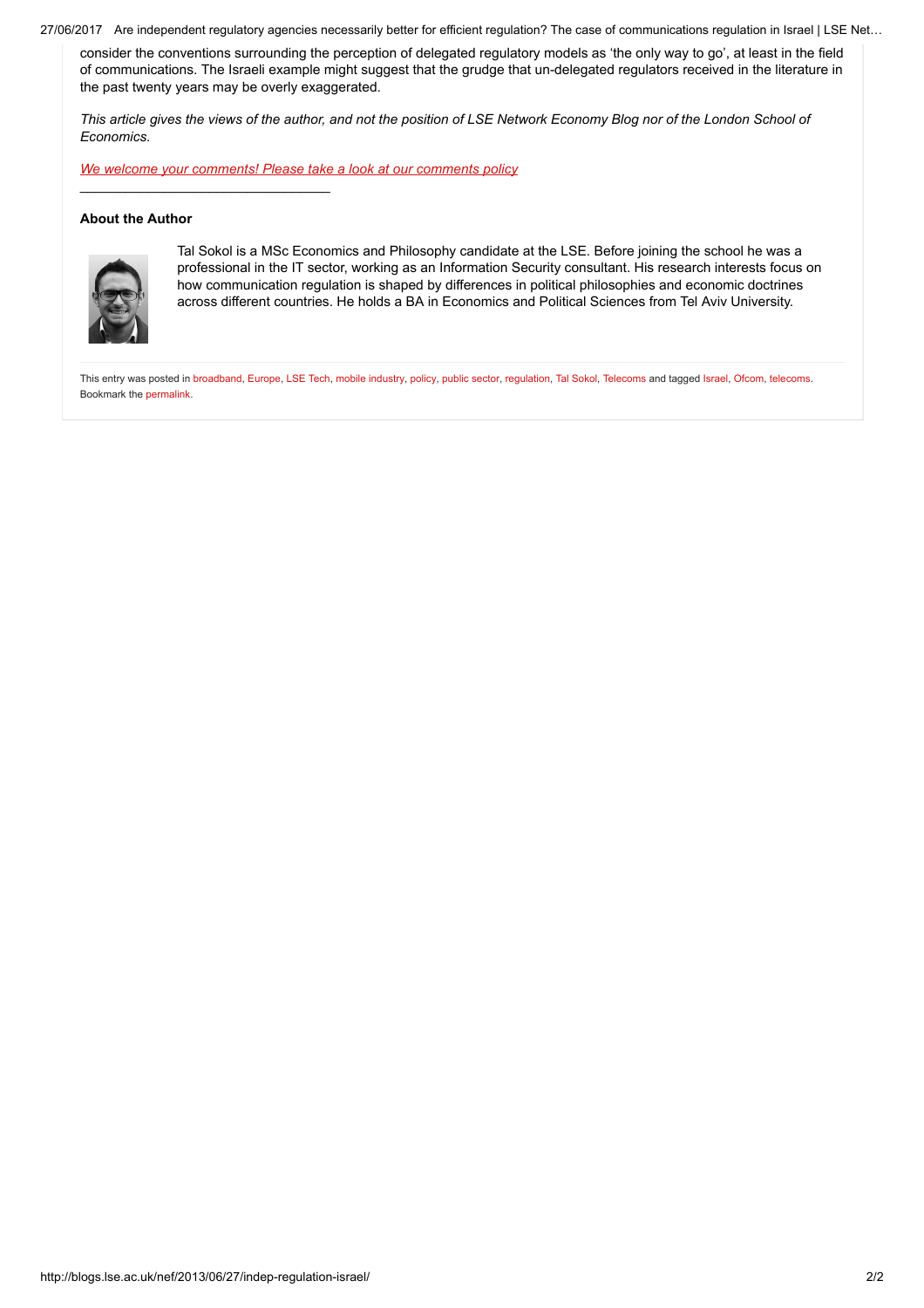consider the conventions surrounding the perception of delegated regulatory models as 'the only way to go', at least in the field of communications. The Israeli example might suggest that the grudge that un-delegated regulators received in the literature in the past twenty years may be overly exaggerated.

*This article gives the views of the author, and not the position of LSE Network Economy Blog nor of the London School of Economics.*

*We welcome your comments! Please take a look at our comments policy*

---

**About the Author**

Tal Sokol is a MSc Economics and Philosophy candidate at the LSE. Before joining the school he was a professional in the IT sector, working as an Information Security consultant. His research interests focus on how communication regulation is shaped by differences in political philosophies and economic doctrines across different countries. He holds a BA in Economics and Political Sciences from Tel Aviv University.

This entry was posted in broadband, Europe, LSE Tech, mobile industry, policy, public sector, regulation, Tal Sokol, Telecoms and tagged Israel, Ofcom, telecoms. Bookmark the permalink.